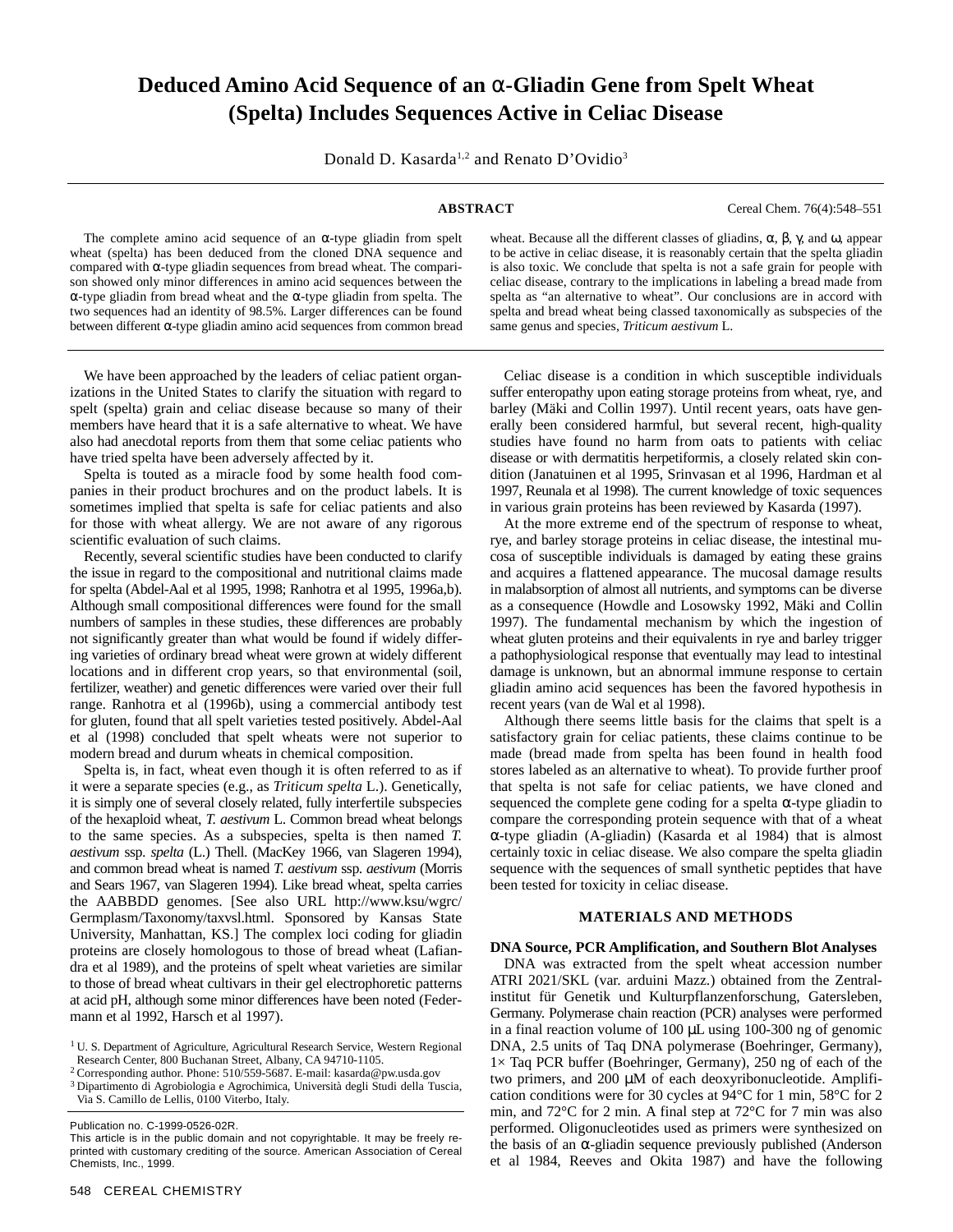# Deduced Amino Acid Sequence of an α-Gliadin Gene from Spelt Wheat (Spelta) Includes Sequences Active in Celiac Disease

Donald D. Kasarda[1,2] and Renato D'Ovidio[3]

## ABSTRACT

Cereal Chem. 76(4):548–551

The complete amino acid sequence of an α-type gliadin from spelt wheat (spelta) has been deduced from the cloned DNA sequence and compared with α-type gliadin sequences from bread wheat. The comparison showed only minor differences in amino acid sequences between the α-type gliadin from bread wheat and the α-type gliadin from spelta. The two sequences had an identity of 98.5%. Larger differences can be found between different α-type gliadin amino acid sequences from common bread wheat. Because all the different classes of gliadins, α, β, γ, and ω, appear to be active in celiac disease, it is reasonably certain that the spelta gliadin is also toxic. We conclude that spelta is not a safe grain for people with celiac disease, contrary to the implications in labeling a bread made from spelta as "an alternative to wheat". Our conclusions are in accord with spelta and bread wheat being classed taxonomically as subspecies of the same genus and species, *Triticum aestivum* L.

We have been approached by the leaders of celiac patient organizations in the United States to clarify the situation with regard to spelt (spelta) grain and celiac disease because so many of their members have heard that it is a safe alternative to wheat. We have also had anecdotal reports from them that some celiac patients who have tried spelta have been adversely affected by it.

Spelta is touted as a miracle food by some health food companies in their product brochures and on the product labels. It is sometimes implied that spelta is safe for celiac patients and also for those with wheat allergy. We are not aware of any rigorous scientific evaluation of such claims.

Recently, several scientific studies have been conducted to clarify the issue in regard to the compositional and nutritional claims made for spelta (Abdel-Aal et al 1995, 1998; Ranhotra et al 1995, 1996a,b). Although small compositional differences were found for the small numbers of samples in these studies, these differences are probably not significantly greater than what would be found if widely differing varieties of ordinary bread wheat were grown at widely different locations and in different crop years, so that environmental (soil, fertilizer, weather) and genetic differences were varied over their full range. Ranhotra et al (1996b), using a commercial antibody test for gluten, found that all spelt varieties tested positively. Abdel-Aal et al (1998) concluded that spelt wheats were not superior to modern bread and durum wheats in chemical composition.

Spelta is, in fact, wheat even though it is often referred to as if it were a separate species (e.g., as *Triticum spelta* L.). Genetically, it is simply one of several closely related, fully interfertile subspecies of the hexaploid wheat, *T. aestivum* L. Common bread wheat belongs to the same species. As a subspecies, spelta is then named *T. aestivum* ssp. *spelta* (L.) Thell. (MacKey 1966, van Slageren 1994), and common bread wheat is named *T. aestivum* ssp. *aestivum* (Morris and Sears 1967, van Slageren 1994). Like bread wheat, spelta carries the AABBDD genomes. [See also URL http://www.ksu/wgrc/Germplasm/Taxonomy/taxvsl.html. Sponsored by Kansas State University, Manhattan, KS.] The complex loci coding for gliadin proteins are closely homologous to those of bread wheat (Lafiandra et al 1989), and the proteins of spelt wheat varieties are similar to those of bread wheat cultivars in their gel electrophoretic patterns at acid pH, although some minor differences have been noted (Federmann et al 1992, Harsch et al 1997).

Celiac disease is a condition in which susceptible individuals suffer enteropathy upon eating storage proteins from wheat, rye, and barley (Mäki and Collin 1997). Until recent years, oats have generally been considered harmful, but several recent, high-quality studies have found no harm from oats to patients with celiac disease or with dermatitis herpetiformis, a closely related skin condition (Janatuinen et al 1995, Srinvasan et al 1996, Hardman et al 1997, Reunala et al 1998). The current knowledge of toxic sequences in various grain proteins has been reviewed by Kasarda (1997).

At the more extreme end of the spectrum of response to wheat, rye, and barley storage proteins in celiac disease, the intestinal mucosa of susceptible individuals is damaged by eating these grains and acquires a flattened appearance. The mucosal damage results in malabsorption of almost all nutrients, and symptoms can be diverse as a consequence (Howdle and Losowsky 1992, Mäki and Collin 1997). The fundamental mechanism by which the ingestion of wheat gluten proteins and their equivalents in rye and barley trigger a pathophysiological response that eventually may lead to intestinal damage is unknown, but an abnormal immune response to certain gliadin amino acid sequences has been the favored hypothesis in recent years (van de Wal et al 1998).

Although there seems little basis for the claims that spelt is a satisfactory grain for celiac patients, these claims continue to be made (bread made from spelta has been found in health food stores labeled as an alternative to wheat). To provide further proof that spelta is not safe for celiac patients, we have cloned and sequenced the complete gene coding for a spelta α-type gliadin to compare the corresponding protein sequence with that of a wheat α-type gliadin (A-gliadin) (Kasarda et al 1984) that is almost certainly toxic in celiac disease. We also compare the spelta gliadin sequence with the sequences of small synthetic peptides that have been tested for toxicity in celiac disease.

## MATERIALS AND METHODS

### DNA Source, PCR Amplification, and Southern Blot Analyses

DNA was extracted from the spelt wheat accession number ATRI 2021/SKL (var. arduini Mazz.) obtained from the Zentralinstitut für Genetik und Kulturpflanzenforschung, Gatersleben, Germany. Polymerase chain reaction (PCR) analyses were performed in a final reaction volume of 100 μL using 100-300 ng of genomic DNA, 2.5 units of Taq DNA polymerase (Boehringer, Germany), 1× Taq PCR buffer (Boehringer, Germany), 250 ng of each of the two primers, and 200 μM of each deoxyribonucleotide. Amplification conditions were for 30 cycles at 94°C for 1 min, 58°C for 2 min, and 72°C for 2 min. A final step at 72°C for 7 min was also performed. Oligonucleotides used as primers were synthesized on the basis of an α-gliadin sequence previously published (Anderson et al 1984, Reeves and Okita 1987) and have the following

[1] U. S. Department of Agriculture, Agricultural Research Service, Western Regional Research Center, 800 Buchanan Street, Albany, CA 94710-1105.

[2] Corresponding author. Phone: 510/559-5687. E-mail: kasarda@pw.usda.gov

[3] Dipartimento di Agrobiologia e Agrochimica, Università degli Studi della Tuscia, Via S. Camillo de Lellis, 0100 Viterbo, Italy.

Publication no. C-1999-0526-02R.

This article is in the public domain and not copyrightable. It may be freely reprinted with customary crediting of the source. American Association of Cereal Chemists, Inc., 1999.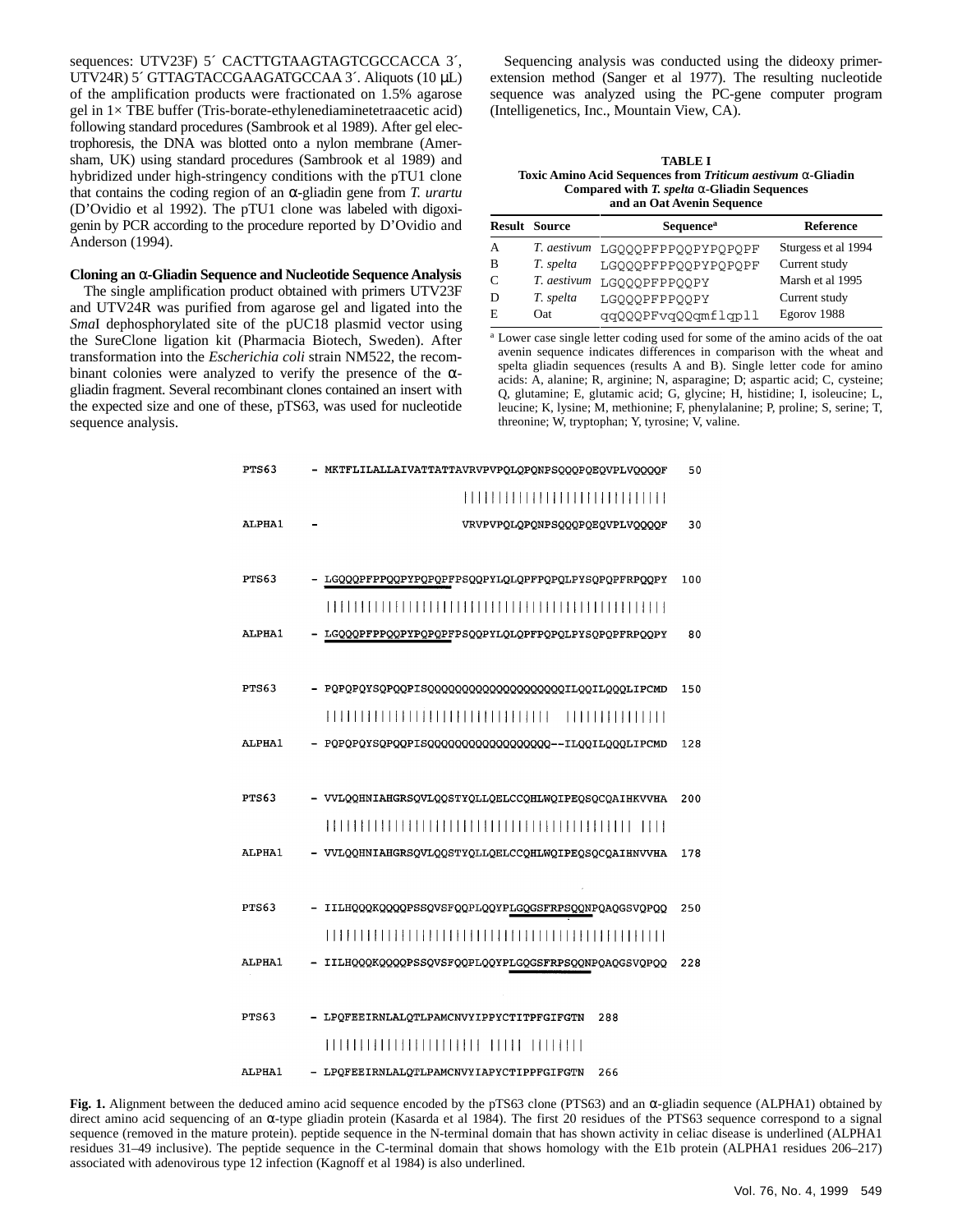sequences: UTV23F) 5´ CACTTGTAAGTAGTCGCCACCA 3´, UTV24R) 5´ GTTAGTACCGAAGATGCCAA 3´. Aliquots (10 µL) of the amplification products were fractionated on 1.5% agarose gel in 1× TBE buffer (Tris-borate-ethylenediaminetetraacetic acid) following standard procedures (Sambrook et al 1989). After gel electrophoresis, the DNA was blotted onto a nylon membrane (Amersham, UK) using standard procedures (Sambrook et al 1989) and hybridized under high-stringency conditions with the pTU1 clone that contains the coding region of an α-gliadin gene from *T. urartu* (D'Ovidio et al 1992). The pTU1 clone was labeled with digoxigenin by PCR according to the procedure reported by D'Ovidio and Anderson (1994).

**Cloning an α-Gliadin Sequence and Nucleotide Sequence Analysis**

The single amplification product obtained with primers UTV23F and UTV24R was purified from agarose gel and ligated into the *Sma*I dephosphorylated site of the pUC18 plasmid vector using the SureClone ligation kit (Pharmacia Biotech, Sweden). After transformation into the *Escherichia coli* strain NM522, the recombinant colonies were analyzed to verify the presence of the α-gliadin fragment. Several recombinant clones contained an insert with the expected size and one of these, pTS63, was used for nucleotide sequence analysis.

Sequencing analysis was conducted using the dideoxy primer-extension method (Sanger et al 1977). The resulting nucleotide sequence was analyzed using the PC-gene computer program (Intelligenetics, Inc., Mountain View, CA).

**TABLE I**
**Toxic Amino Acid Sequences from *Triticum aestivum* α-Gliadin Compared with *T. spelta* α-Gliadin Sequences and an Oat Avenin Sequence**

| Result | Source | Sequence[a] | Reference |
|---|---|---|---|
| A | *T. aestivum* | LGQQQPFPPQQPYPQPQPF | Sturgess et al 1994 |
| B | *T. spelta* | LGQQQPFPPQQPYPQPQPF | Current study |
| C | *T. aestivum* | LGQQQPFPPQQPY | Marsh et al 1995 |
| D | *T. spelta* | LGQQQPFPPQQPY | Current study |
| E | Oat | qqQQQPFvqQQqmflqpll | Egorov 1988 |

[a] Lower case single letter coding used for some of the amino acids of the oat avenin sequence indicates differences in comparison with the wheat and spelta gliadin sequences (results A and B). Single letter code for amino acids: A, alanine; R, arginine; N, asparagine; D; aspartic acid; C, cysteine; Q, glutamine; E, glutamic acid; G, glycine; H, histidine; I, isoleucine; L, leucine; K, lysine; M, methionine; F, phenylalanine; P, proline; S, serine; T, threonine; W, tryptophan; Y, tyrosine; V, valine.

```
PTS63   - MKTFLILALLAIVATTATTAVRVPVPQLQPQNPSQQQPQEQVPLVQQQQF   50
                              ||||||||||||||||||||||||||||||
ALPHA1  -                     VRVPVPQLQPQNPSQQQPQEQVPLVQQQQF   30

PTS63   - LGQQQPFPPQQPYPQPQPFPSQQPYLQLQPFPQPQLPYSQPQPFRPQQPY  100
          ||||||||||||||||||||||||||||||||||||||||||||||||||
ALPHA1  - LGQQQPFPPQQPYPQPQPFPSQQPYLQLQPFPQPQLPYSQPQPFRPQQPY   80

PTS63   - PQPQPQYSQPQQPISQQQQQQQQQQQQQQQQQQQQILQQILQQQLIPCMD  150
          ||||||||||||||||||||||||||||||||||  ||||||||||||||
ALPHA1  - PQPQPQYSQPQQPISQQQQQQQQQQQQQQQQQQ--ILQQILQQQLIPCMD  128

PTS63   - VVLQQHNIAHGRSQVLQQSTYQLLQELCCQHLWQIPEQSQCQAIHKVVHA  200
          ||||||||||||||||||||||||||||||||||||||||||||||| ||||
ALPHA1  - VVLQQHNIAHGRSQVLQQSTYQLLQELCCQHLWQIPEQSQCQAIHNVVHA  178

PTS63   - IILHQQQKQQQQPSSQVSFQQPLQQYPLGQGSFRPSQQNPQAQGSVQPQQ  250
          ||||||||||||||||||||||||||||||||||||||||||||||||||
ALPHA1  - IILHQQQKQQQQPSSQVSFQQPLQQYPLGQGSFRPSQQNPQAQGSVQPQQ  228

PTS63   - LPQFEEIRNLALQTLPAMCNVYIPPYCTITPFGIFGTN  288
          ||||||||||||||||||||||| ||||| |||||||
ALPHA1  - LPQFEEIRNLALQTLPAMCNVYIAPYCTIPPFGIFGTN  266
```

**Fig. 1.** Alignment between the deduced amino acid sequence encoded by the pTS63 clone (PTS63) and an α-gliadin sequence (ALPHA1) obtained by direct amino acid sequencing of an α-type gliadin protein (Kasarda et al 1984). The first 20 residues of the PTS63 sequence correspond to a signal sequence (removed in the mature protein). peptide sequence in the N-terminal domain that has shown activity in celiac disease is underlined (ALPHA1 residues 31–49 inclusive). The peptide sequence in the C-terminal domain that shows homology with the E1b protein (ALPHA1 residues 206–217) associated with adenovirous type 12 infection (Kagnoff et al 1984) is also underlined.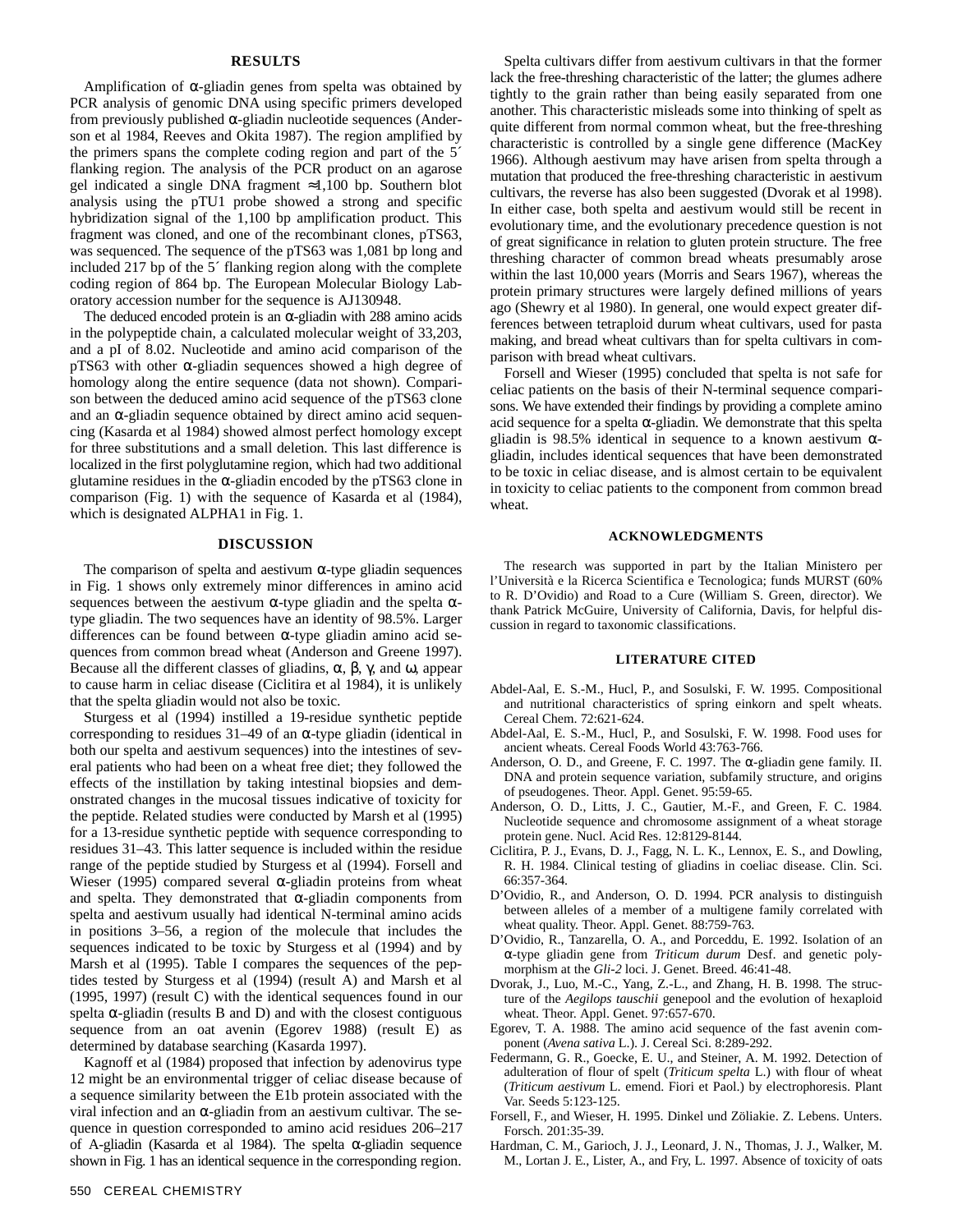## RESULTS

Amplification of α-gliadin genes from spelta was obtained by PCR analysis of genomic DNA using specific primers developed from previously published α-gliadin nucleotide sequences (Anderson et al 1984, Reeves and Okita 1987). The region amplified by the primers spans the complete coding region and part of the 5´ flanking region. The analysis of the PCR product on an agarose gel indicated a single DNA fragment ≈1,100 bp. Southern blot analysis using the pTU1 probe showed a strong and specific hybridization signal of the 1,100 bp amplification product. This fragment was cloned, and one of the recombinant clones, pTS63, was sequenced. The sequence of the pTS63 was 1,081 bp long and included 217 bp of the 5´ flanking region along with the complete coding region of 864 bp. The European Molecular Biology Laboratory accession number for the sequence is AJ130948.

The deduced encoded protein is an α-gliadin with 288 amino acids in the polypeptide chain, a calculated molecular weight of 33,203, and a pI of 8.02. Nucleotide and amino acid comparison of the pTS63 with other α-gliadin sequences showed a high degree of homology along the entire sequence (data not shown). Comparison between the deduced amino acid sequence of the pTS63 clone and an α-gliadin sequence obtained by direct amino acid sequencing (Kasarda et al 1984) showed almost perfect homology except for three substitutions and a small deletion. This last difference is localized in the first polyglutamine region, which had two additional glutamine residues in the α-gliadin encoded by the pTS63 clone in comparison (Fig. 1) with the sequence of Kasarda et al (1984), which is designated ALPHA1 in Fig. 1.

## DISCUSSION

The comparison of spelta and aestivum α-type gliadin sequences in Fig. 1 shows only extremely minor differences in amino acid sequences between the aestivum α-type gliadin and the spelta α-type gliadin. The two sequences have an identity of 98.5%. Larger differences can be found between α-type gliadin amino acid sequences from common bread wheat (Anderson and Greene 1997). Because all the different classes of gliadins, α, β, γ, and ω, appear to cause harm in celiac disease (Ciclitira et al 1984), it is unlikely that the spelta gliadin would not also be toxic.

Sturgess et al (1994) instilled a 19-residue synthetic peptide corresponding to residues 31–49 of an α-type gliadin (identical in both our spelta and aestivum sequences) into the intestines of several patients who had been on a wheat free diet; they followed the effects of the instillation by taking intestinal biopsies and demonstrated changes in the mucosal tissues indicative of toxicity for the peptide. Related studies were conducted by Marsh et al (1995) for a 13-residue synthetic peptide with sequence corresponding to residues 31–43. This latter sequence is included within the residue range of the peptide studied by Sturgess et al (1994). Forsell and Wieser (1995) compared several α-gliadin proteins from wheat and spelta. They demonstrated that α-gliadin components from spelta and aestivum usually had identical N-terminal amino acids in positions 3–56, a region of the molecule that includes the sequences indicated to be toxic by Sturgess et al (1994) and by Marsh et al (1995). Table I compares the sequences of the peptides tested by Sturgess et al (1994) (result A) and Marsh et al (1995, 1997) (result C) with the identical sequences found in our spelta α-gliadin (results B and D) and with the closest contiguous sequence from an oat avenin (Egorev 1988) (result E) as determined by database searching (Kasarda 1997).

Kagnoff et al (1984) proposed that infection by adenovirus type 12 might be an environmental trigger of celiac disease because of a sequence similarity between the E1b protein associated with the viral infection and an α-gliadin from an aestivum cultivar. The sequence in question corresponded to amino acid residues 206–217 of A-gliadin (Kasarda et al 1984). The spelta α-gliadin sequence shown in Fig. 1 has an identical sequence in the corresponding region.

Spelta cultivars differ from aestivum cultivars in that the former lack the free-threshing characteristic of the latter; the glumes adhere tightly to the grain rather than being easily separated from one another. This characteristic misleads some into thinking of spelt as quite different from normal common wheat, but the free-threshing characteristic is controlled by a single gene difference (MacKey 1966). Although aestivum may have arisen from spelta through a mutation that produced the free-threshing characteristic in aestivum cultivars, the reverse has also been suggested (Dvorak et al 1998). In either case, both spelta and aestivum would still be recent in evolutionary time, and the evolutionary precedence question is not of great significance in relation to gluten protein structure. The free threshing character of common bread wheats presumably arose within the last 10,000 years (Morris and Sears 1967), whereas the protein primary structures were largely defined millions of years ago (Shewry et al 1980). In general, one would expect greater differences between tetraploid durum wheat cultivars, used for pasta making, and bread wheat cultivars than for spelta cultivars in comparison with bread wheat cultivars.

Forsell and Wieser (1995) concluded that spelta is not safe for celiac patients on the basis of their N-terminal sequence comparisons. We have extended their findings by providing a complete amino acid sequence for a spelta α-gliadin. We demonstrate that this spelta gliadin is 98.5% identical in sequence to a known aestivum α-gliadin, includes identical sequences that have been demonstrated to be toxic in celiac disease, and is almost certain to be equivalent in toxicity to celiac patients to the component from common bread wheat.

## ACKNOWLEDGMENTS

The research was supported in part by the Italian Ministero per l'Università e la Ricerca Scientifica e Tecnologica; funds MURST (60% to R. D'Ovidio) and Road to a Cure (William S. Green, director). We thank Patrick McGuire, University of California, Davis, for helpful discussion in regard to taxonomic classifications.

## LITERATURE CITED

Abdel-Aal, E. S.-M., Hucl, P., and Sosulski, F. W. 1995. Compositional and nutritional characteristics of spring einkorn and spelt wheats. Cereal Chem. 72:621-624.

Abdel-Aal, E. S.-M., Hucl, P., and Sosulski, F. W. 1998. Food uses for ancient wheats. Cereal Foods World 43:763-766.

Anderson, O. D., and Greene, F. C. 1997. The α-gliadin gene family. II. DNA and protein sequence variation, subfamily structure, and origins of pseudogenes. Theor. Appl. Genet. 95:59-65.

Anderson, O. D., Litts, J. C., Gautier, M.-F., and Green, F. C. 1984. Nucleotide sequence and chromosome assignment of a wheat storage protein gene. Nucl. Acid Res. 12:8129-8144.

Ciclitira, P. J., Evans, D. J., Fagg, N. L. K., Lennox, E. S., and Dowling, R. H. 1984. Clinical testing of gliadins in coeliac disease. Clin. Sci. 66:357-364.

D'Ovidio, R., and Anderson, O. D. 1994. PCR analysis to distinguish between alleles of a member of a multigene family correlated with wheat quality. Theor. Appl. Genet. 88:759-763.

D'Ovidio, R., Tanzarella, O. A., and Porceddu, E. 1992. Isolation of an α-type gliadin gene from *Triticum durum* Desf. and genetic polymorphism at the *Gli-2* loci. J. Genet. Breed. 46:41-48.

Dvorak, J., Luo, M.-C., Yang, Z.-L., and Zhang, H. B. 1998. The structure of the *Aegilops tauschii* genepool and the evolution of hexaploid wheat. Theor. Appl. Genet. 97:657-670.

Egorev, T. A. 1988. The amino acid sequence of the fast avenin component (*Avena sativa* L.). J. Cereal Sci. 8:289-292.

Federmann, G. R., Goecke, E. U., and Steiner, A. M. 1992. Detection of adulteration of flour of spelt (*Triticum spelta* L.) with flour of wheat (*Triticum aestivum* L. emend. Fiori et Paol.) by electrophoresis. Plant Var. Seeds 5:123-125.

Forsell, F., and Wieser, H. 1995. Dinkel und Zöliakie. Z. Lebens. Unters. Forsch. 201:35-39.

Hardman, C. M., Garioch, J. J., Leonard, J. N., Thomas, J. J., Walker, M. M., Lortan J. E., Lister, A., and Fry, L. 1997. Absence of toxicity of oats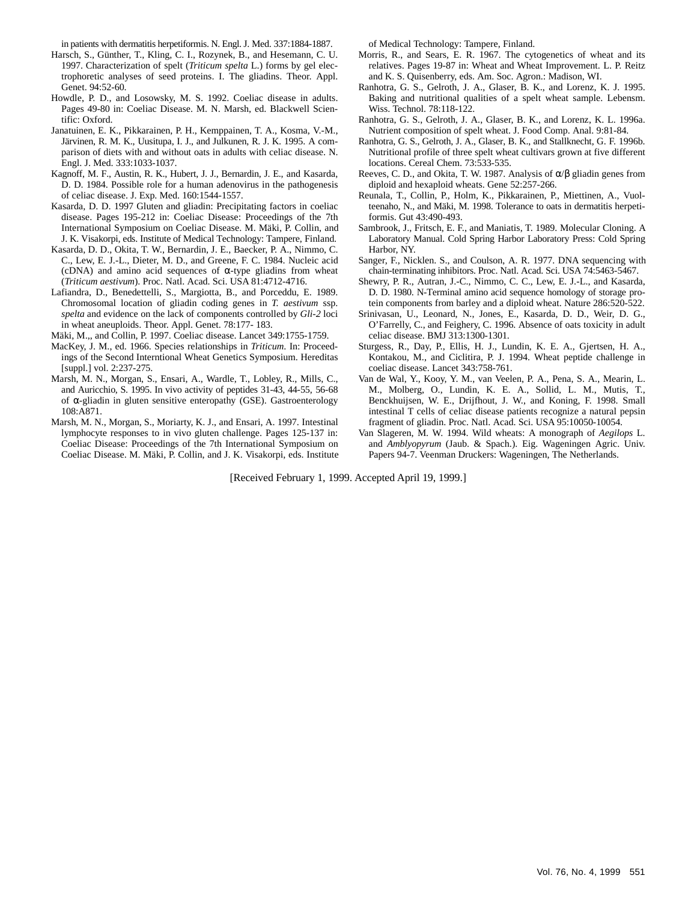in patients with dermatitis herpetiformis. N. Engl. J. Med. 337:1884-1887.

Harsch, S., Günther, T., Kling, C. I., Rozynek, B., and Hesemann, C. U. 1997. Characterization of spelt (*Triticum spelta* L.) forms by gel electrophoretic analyses of seed proteins. I. The gliadins. Theor. Appl. Genet. 94:52-60.

Howdle, P. D., and Losowsky, M. S. 1992. Coeliac disease in adults. Pages 49-80 in: Coeliac Disease. M. N. Marsh, ed. Blackwell Scientific: Oxford.

Janatuinen, E. K., Pikkarainen, P. H., Kemppainen, T. A., Kosma, V.-M., Järvinen, R. M. K., Uusitupa, I. J., and Julkunen, R. J. K. 1995. A comparison of diets with and without oats in adults with celiac disease. N. Engl. J. Med. 333:1033-1037.

Kagnoff, M. F., Austin, R. K., Hubert, J. J., Bernardin, J. E., and Kasarda, D. D. 1984. Possible role for a human adenovirus in the pathogenesis of celiac disease. J. Exp. Med. 160:1544-1557.

Kasarda, D. D. 1997 Gluten and gliadin: Precipitating factors in coeliac disease. Pages 195-212 in: Coeliac Disease: Proceedings of the 7th International Symposium on Coeliac Disease. M. Mäki, P. Collin, and J. K. Visakorpi, eds. Institute of Medical Technology: Tampere, Finland.

Kasarda, D. D., Okita, T. W., Bernardin, J. E., Baecker, P. A., Nimmo, C. C., Lew, E. J.-L., Dieter, M. D., and Greene, F. C. 1984. Nucleic acid (cDNA) and amino acid sequences of α-type gliadins from wheat (*Triticum aestivum*). Proc. Natl. Acad. Sci. USA 81:4712-4716.

Lafiandra, D., Benedettelli, S., Margiotta, B., and Porceddu, E. 1989. Chromosomal location of gliadin coding genes in *T. aestivum* ssp. *spelta* and evidence on the lack of components controlled by *Gli-2* loci in wheat aneuploids. Theor. Appl. Genet. 78:177- 183.

Mäki, M.,, and Collin, P. 1997. Coeliac disease. Lancet 349:1755-1759.

MacKey, J. M., ed. 1966. Species relationships in *Triticum*. In: Proceedings of the Second Interntional Wheat Genetics Symposium. Hereditas [suppl.] vol. 2:237-275.

Marsh, M. N., Morgan, S., Ensari, A., Wardle, T., Lobley, R., Mills, C., and Auricchio, S. 1995. In vivo activity of peptides 31-43, 44-55, 56-68 of α-gliadin in gluten sensitive enteropathy (GSE). Gastroenterology 108:A871.

Marsh, M. N., Morgan, S., Moriarty, K. J., and Ensari, A. 1997. Intestinal lymphocyte responses to in vivo gluten challenge. Pages 125-137 in: Coeliac Disease: Proceedings of the 7th International Symposium on Coeliac Disease. M. Mäki, P. Collin, and J. K. Visakorpi, eds. Institute of Medical Technology: Tampere, Finland.

Morris, R., and Sears, E. R. 1967. The cytogenetics of wheat and its relatives. Pages 19-87 in: Wheat and Wheat Improvement. L. P. Reitz and K. S. Quisenberry, eds. Am. Soc. Agron.: Madison, WI.

Ranhotra, G. S., Gelroth, J. A., Glaser, B. K., and Lorenz, K. J. 1995. Baking and nutritional qualities of a spelt wheat sample. Lebensm. Wiss. Technol. 78:118-122.

Ranhotra, G. S., Gelroth, J. A., Glaser, B. K., and Lorenz, K. L. 1996a. Nutrient composition of spelt wheat. J. Food Comp. Anal. 9:81-84.

Ranhotra, G. S., Gelroth, J. A., Glaser, B. K., and Stallknecht, G. F. 1996b. Nutritional profile of three spelt wheat cultivars grown at five different locations. Cereal Chem. 73:533-535.

Reeves, C. D., and Okita, T. W. 1987. Analysis of α/β gliadin genes from diploid and hexaploid wheats. Gene 52:257-266.

Reunala, T., Collin, P., Holm, K., Pikkarainen, P., Miettinen, A., Vuolteenaho, N., and Mäki, M. 1998. Tolerance to oats in dermatitis herpetiformis. Gut 43:490-493.

Sambrook, J., Fritsch, E. F., and Maniatis, T. 1989. Molecular Cloning. A Laboratory Manual. Cold Spring Harbor Laboratory Press: Cold Spring Harbor, NY.

Sanger, F., Nicklen. S., and Coulson, A. R. 1977. DNA sequencing with chain-terminating inhibitors. Proc. Natl. Acad. Sci. USA 74:5463-5467.

Shewry, P. R., Autran, J.-C., Nimmo, C. C., Lew, E. J.-L., and Kasarda, D. D. 1980. N-Terminal amino acid sequence homology of storage protein components from barley and a diploid wheat. Nature 286:520-522.

Srinivasan, U., Leonard, N., Jones, E., Kasarda, D. D., Weir, D. G., O'Farrelly, C., and Feighery, C. 1996. Absence of oats toxicity in adult celiac disease. BMJ 313:1300-1301.

Sturgess, R., Day, P., Ellis, H. J., Lundin, K. E. A., Gjertsen, H. A., Kontakou, M., and Ciclitira, P. J. 1994. Wheat peptide challenge in coeliac disease. Lancet 343:758-761.

Van de Wal, Y., Kooy, Y. M., van Veelen, P. A., Pena, S. A., Mearin, L. M., Molberg, O., Lundin, K. E. A., Sollid, L. M., Mutis, T., Benckhuijsen, W. E., Drijfhout, J. W., and Koning, F. 1998. Small intestinal T cells of celiac disease patients recognize a natural pepsin fragment of gliadin. Proc. Natl. Acad. Sci. USA 95:10050-10054.

Van Slageren, M. W. 1994. Wild wheats: A monograph of *Aegilops* L. and *Amblyopyrum* (Jaub. & Spach.). Eig. Wageningen Agric. Univ. Papers 94-7. Veenman Druckers: Wageningen, The Netherlands.

[Received February 1, 1999. Accepted April 19, 1999.]